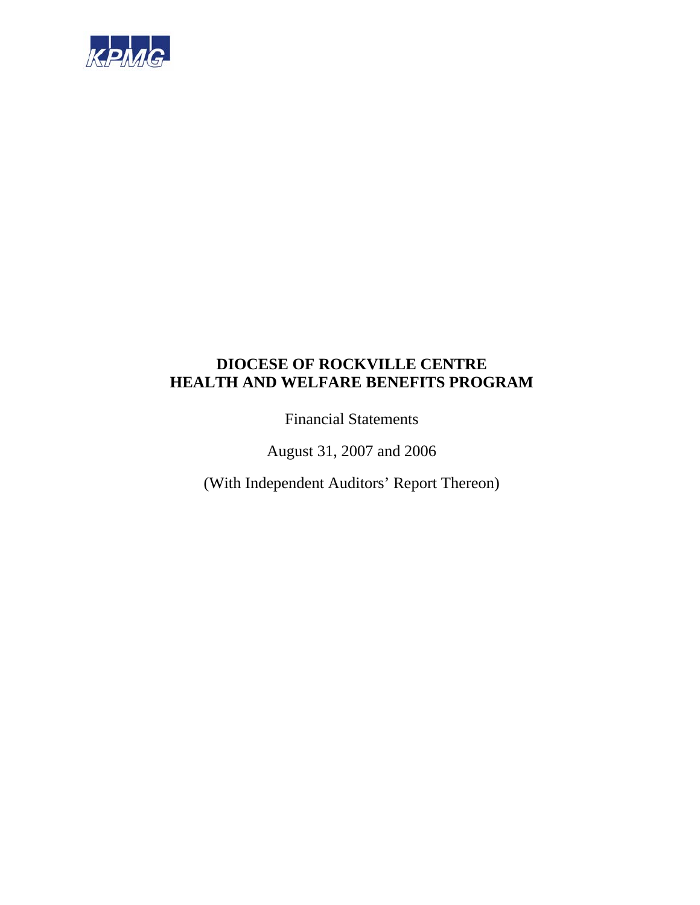KPMG

# DIOCESE OF ROCKVILLE CENTRE
# HEALTH AND WELFARE BENEFITS PROGRAM

Financial Statements

August 31, 2007 and 2006

(With Independent Auditors' Report Thereon)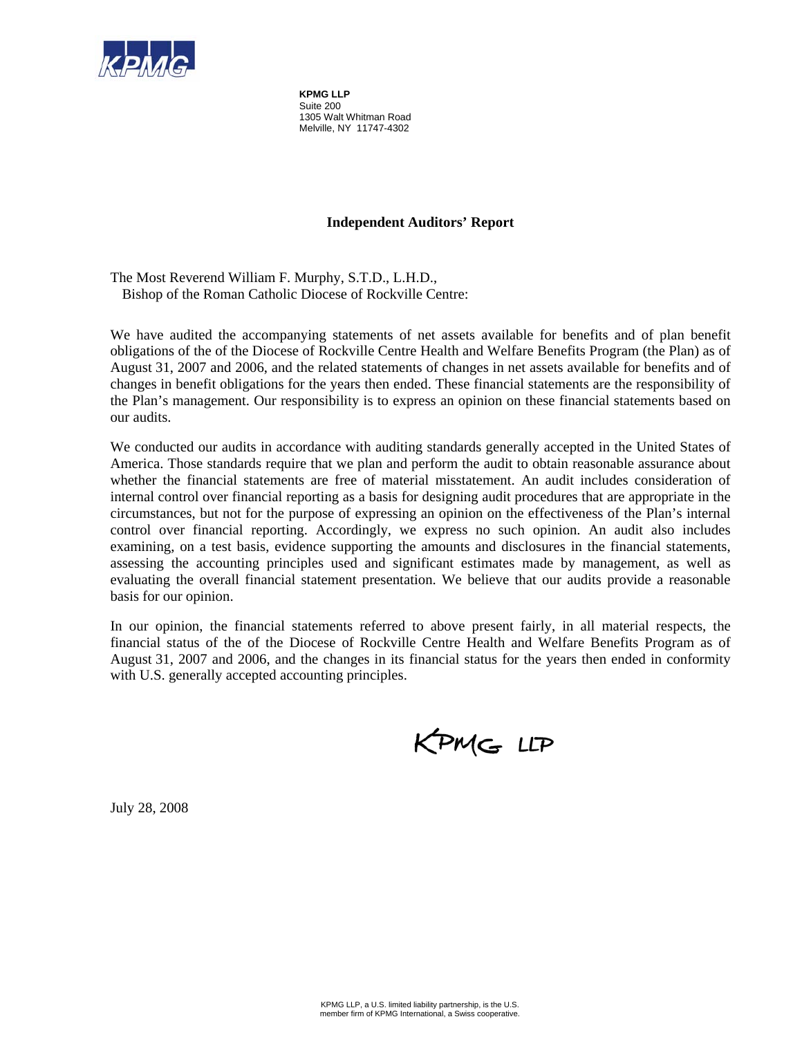**KPMG LLP**
Suite 200
1305 Walt Whitman Road
Melville, NY 11747-4302

## Independent Auditors' Report

The Most Reverend William F. Murphy, S.T.D., L.H.D.,
Bishop of the Roman Catholic Diocese of Rockville Centre:

We have audited the accompanying statements of net assets available for benefits and of plan benefit obligations of the of the Diocese of Rockville Centre Health and Welfare Benefits Program (the Plan) as of August 31, 2007 and 2006, and the related statements of changes in net assets available for benefits and of changes in benefit obligations for the years then ended. These financial statements are the responsibility of the Plan's management. Our responsibility is to express an opinion on these financial statements based on our audits.

We conducted our audits in accordance with auditing standards generally accepted in the United States of America. Those standards require that we plan and perform the audit to obtain reasonable assurance about whether the financial statements are free of material misstatement. An audit includes consideration of internal control over financial reporting as a basis for designing audit procedures that are appropriate in the circumstances, but not for the purpose of expressing an opinion on the effectiveness of the Plan's internal control over financial reporting. Accordingly, we express no such opinion. An audit also includes examining, on a test basis, evidence supporting the amounts and disclosures in the financial statements, assessing the accounting principles used and significant estimates made by management, as well as evaluating the overall financial statement presentation. We believe that our audits provide a reasonable basis for our opinion.

In our opinion, the financial statements referred to above present fairly, in all material respects, the financial status of the of the Diocese of Rockville Centre Health and Welfare Benefits Program as of August 31, 2007 and 2006, and the changes in its financial status for the years then ended in conformity with U.S. generally accepted accounting principles.

KPMG LLP

July 28, 2008

KPMG LLP, a U.S. limited liability partnership, is the U.S. member firm of KPMG International, a Swiss cooperative.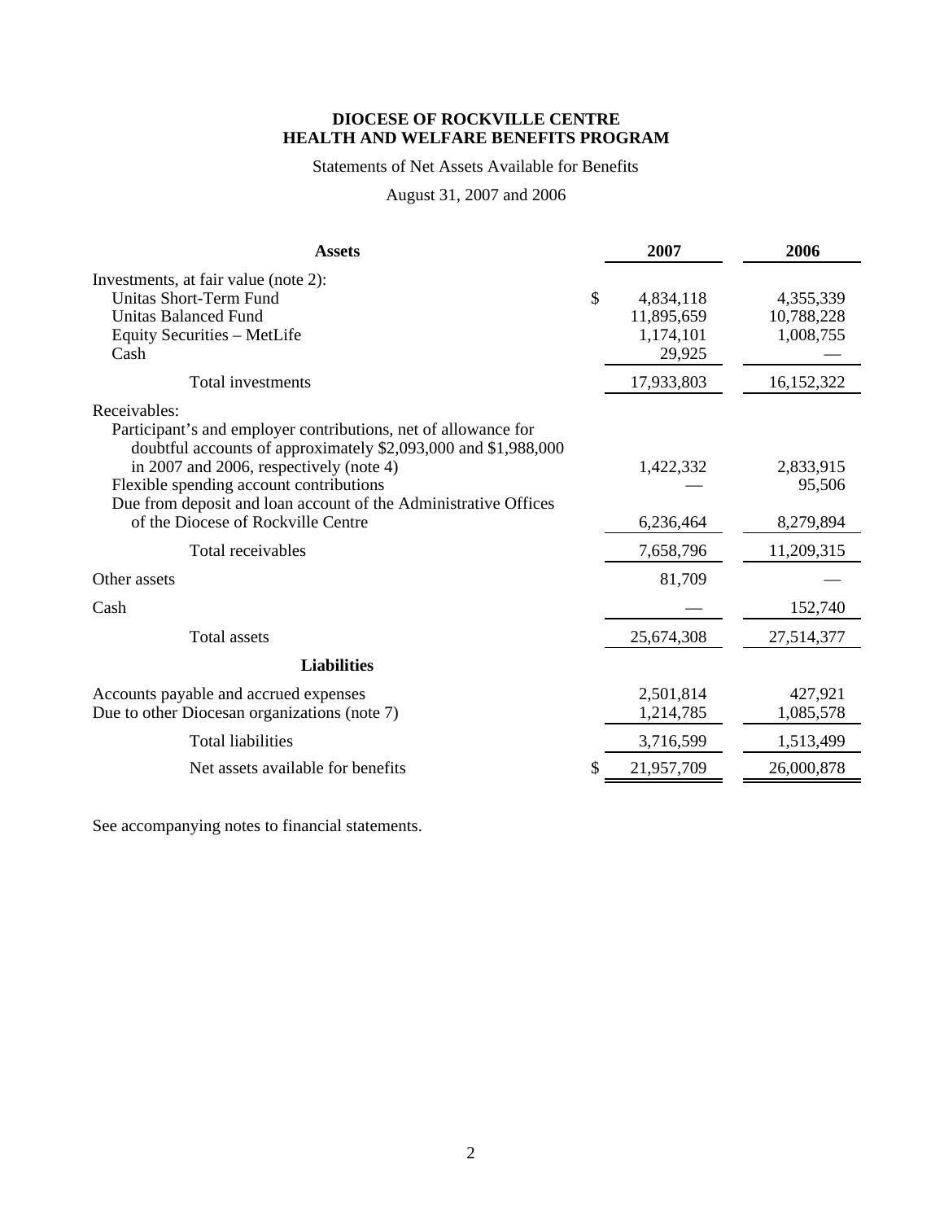# DIOCESE OF ROCKVILLE CENTRE
# HEALTH AND WELFARE BENEFITS PROGRAM

Statements of Net Assets Available for Benefits

August 31, 2007 and 2006

| Assets | 2007 | 2006 |
|---|---|---|
| Investments, at fair value (note 2): | | |
| Unitas Short-Term Fund | $ 4,834,118 | 4,355,339 |
| Unitas Balanced Fund | 11,895,659 | 10,788,228 |
| Equity Securities – MetLife | 1,174,101 | 1,008,755 |
| Cash | 29,925 | — |
| Total investments | 17,933,803 | 16,152,322 |
| Receivables: | | |
| Participant's and employer contributions, net of allowance for doubtful accounts of approximately $2,093,000 and $1,988,000 in 2007 and 2006, respectively (note 4) | 1,422,332 | 2,833,915 |
| Flexible spending account contributions | — | 95,506 |
| Due from deposit and loan account of the Administrative Offices of the Diocese of Rockville Centre | 6,236,464 | 8,279,894 |
| Total receivables | 7,658,796 | 11,209,315 |
| Other assets | 81,709 | — |
| Cash | — | 152,740 |
| Total assets | 25,674,308 | 27,514,377 |
| **Liabilities** | | |
| Accounts payable and accrued expenses | 2,501,814 | 427,921 |
| Due to other Diocesan organizations (note 7) | 1,214,785 | 1,085,578 |
| Total liabilities | 3,716,599 | 1,513,499 |
| Net assets available for benefits | $ 21,957,709 | 26,000,878 |

See accompanying notes to financial statements.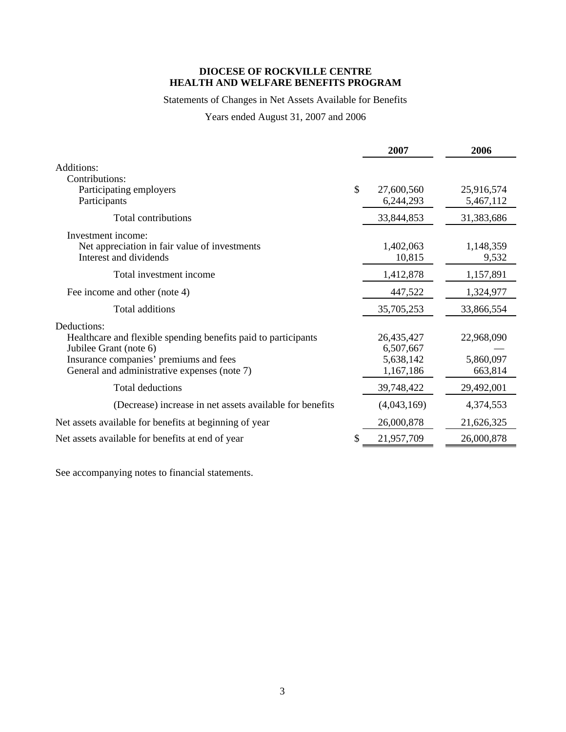**DIOCESE OF ROCKVILLE CENTRE**
**HEALTH AND WELFARE BENEFITS PROGRAM**

Statements of Changes in Net Assets Available for Benefits

Years ended August 31, 2007 and 2006

| | 2007 | 2006 |
|---|---|---|
| Additions: | | |
| Contributions: | | |
| Participating employers | $ 27,600,560 | 25,916,574 |
| Participants | 6,244,293 | 5,467,112 |
| Total contributions | 33,844,853 | 31,383,686 |
| Investment income: | | |
| Net appreciation in fair value of investments | 1,402,063 | 1,148,359 |
| Interest and dividends | 10,815 | 9,532 |
| Total investment income | 1,412,878 | 1,157,891 |
| Fee income and other (note 4) | 447,522 | 1,324,977 |
| Total additions | 35,705,253 | 33,866,554 |
| Deductions: | | |
| Healthcare and flexible spending benefits paid to participants | 26,435,427 | 22,968,090 |
| Jubilee Grant (note 6) | 6,507,667 | — |
| Insurance companies' premiums and fees | 5,638,142 | 5,860,097 |
| General and administrative expenses (note 7) | 1,167,186 | 663,814 |
| Total deductions | 39,748,422 | 29,492,001 |
| (Decrease) increase in net assets available for benefits | (4,043,169) | 4,374,553 |
| Net assets available for benefits at beginning of year | 26,000,878 | 21,626,325 |
| Net assets available for benefits at end of year | $ 21,957,709 | 26,000,878 |

See accompanying notes to financial statements.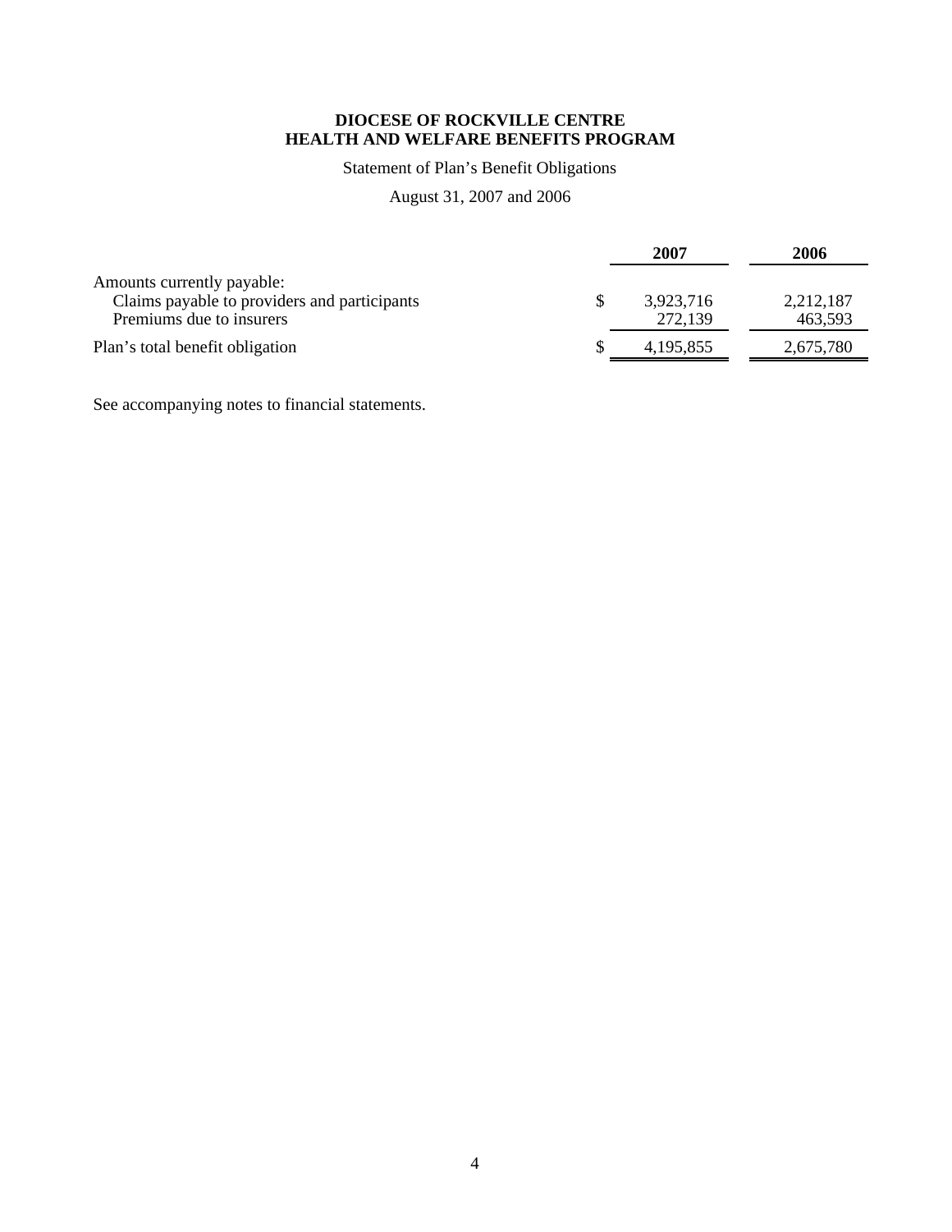**DIOCESE OF ROCKVILLE CENTRE**
**HEALTH AND WELFARE BENEFITS PROGRAM**

Statement of Plan's Benefit Obligations

August 31, 2007 and 2006

| | | 2007 | 2006 |
|---|---|---|---|
| Amounts currently payable: | | | |
| Claims payable to providers and participants | $ | 3,923,716 | 2,212,187 |
| Premiums due to insurers | | 272,139 | 463,593 |
| Plan's total benefit obligation | $ | 4,195,855 | 2,675,780 |

See accompanying notes to financial statements.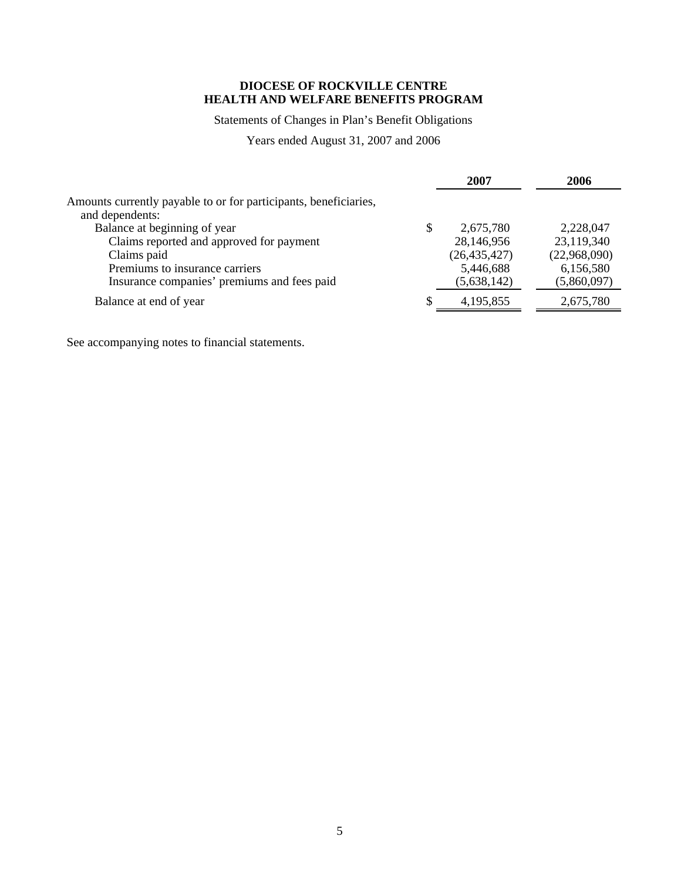**DIOCESE OF ROCKVILLE CENTRE**
**HEALTH AND WELFARE BENEFITS PROGRAM**

Statements of Changes in Plan's Benefit Obligations

Years ended August 31, 2007 and 2006

| | 2007 | 2006 |
|---|---|---|
| Amounts currently payable to or for participants, beneficiaries, and dependents: | | |
| Balance at beginning of year | $ 2,675,780 | 2,228,047 |
| Claims reported and approved for payment | 28,146,956 | 23,119,340 |
| Claims paid | (26,435,427) | (22,968,090) |
| Premiums to insurance carriers | 5,446,688 | 6,156,580 |
| Insurance companies' premiums and fees paid | (5,638,142) | (5,860,097) |
| Balance at end of year | $ 4,195,855 | 2,675,780 |

See accompanying notes to financial statements.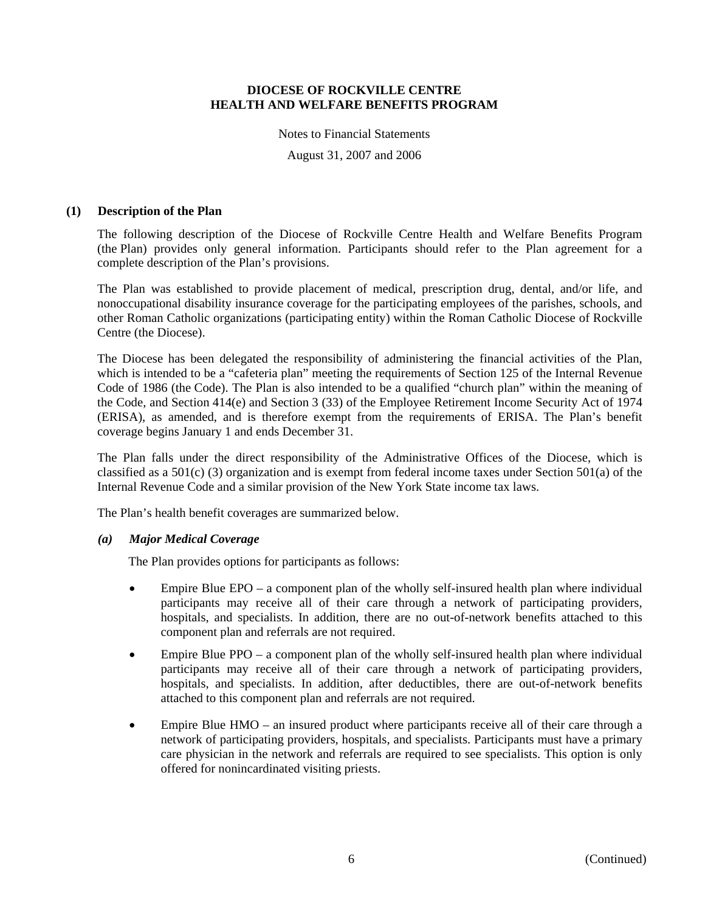**DIOCESE OF ROCKVILLE CENTRE**
**HEALTH AND WELFARE BENEFITS PROGRAM**

Notes to Financial Statements

August 31, 2007 and 2006

## (1) Description of the Plan

The following description of the Diocese of Rockville Centre Health and Welfare Benefits Program (the Plan) provides only general information. Participants should refer to the Plan agreement for a complete description of the Plan's provisions.

The Plan was established to provide placement of medical, prescription drug, dental, and/or life, and nonoccupational disability insurance coverage for the participating employees of the parishes, schools, and other Roman Catholic organizations (participating entity) within the Roman Catholic Diocese of Rockville Centre (the Diocese).

The Diocese has been delegated the responsibility of administering the financial activities of the Plan, which is intended to be a "cafeteria plan" meeting the requirements of Section 125 of the Internal Revenue Code of 1986 (the Code). The Plan is also intended to be a qualified "church plan" within the meaning of the Code, and Section 414(e) and Section 3 (33) of the Employee Retirement Income Security Act of 1974 (ERISA), as amended, and is therefore exempt from the requirements of ERISA. The Plan's benefit coverage begins January 1 and ends December 31.

The Plan falls under the direct responsibility of the Administrative Offices of the Diocese, which is classified as a 501(c) (3) organization and is exempt from federal income taxes under Section 501(a) of the Internal Revenue Code and a similar provision of the New York State income tax laws.

The Plan's health benefit coverages are summarized below.

### *(a) Major Medical Coverage*

The Plan provides options for participants as follows:

- Empire Blue EPO – a component plan of the wholly self-insured health plan where individual participants may receive all of their care through a network of participating providers, hospitals, and specialists. In addition, there are no out-of-network benefits attached to this component plan and referrals are not required.
- Empire Blue PPO – a component plan of the wholly self-insured health plan where individual participants may receive all of their care through a network of participating providers, hospitals, and specialists. In addition, after deductibles, there are out-of-network benefits attached to this component plan and referrals are not required.
- Empire Blue HMO – an insured product where participants receive all of their care through a network of participating providers, hospitals, and specialists. Participants must have a primary care physician in the network and referrals are required to see specialists. This option is only offered for nonincardinated visiting priests.

(Continued)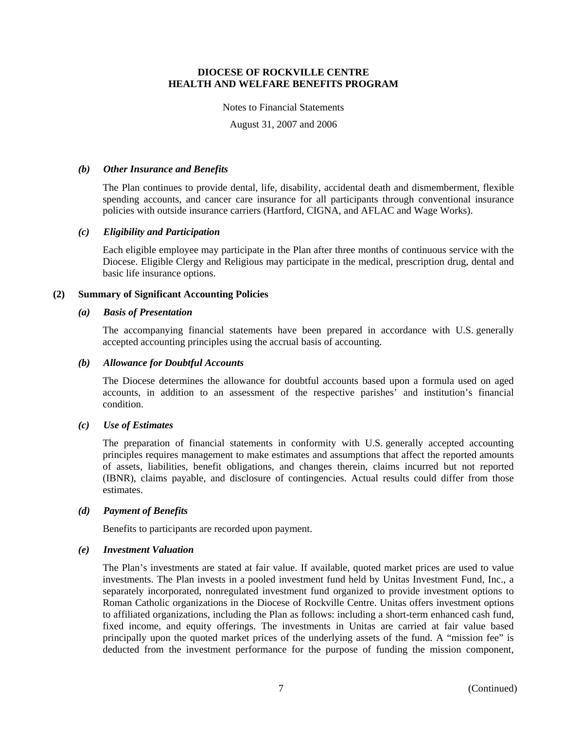**DIOCESE OF ROCKVILLE CENTRE**
**HEALTH AND WELFARE BENEFITS PROGRAM**

Notes to Financial Statements

August 31, 2007 and 2006

### *(b) Other Insurance and Benefits*

The Plan continues to provide dental, life, disability, accidental death and dismemberment, flexible spending accounts, and cancer care insurance for all participants through conventional insurance policies with outside insurance carriers (Hartford, CIGNA, and AFLAC and Wage Works).

### *(c) Eligibility and Participation*

Each eligible employee may participate in the Plan after three months of continuous service with the Diocese. Eligible Clergy and Religious may participate in the medical, prescription drug, dental and basic life insurance options.

## (2) Summary of Significant Accounting Policies

### *(a) Basis of Presentation*

The accompanying financial statements have been prepared in accordance with U.S. generally accepted accounting principles using the accrual basis of accounting.

### *(b) Allowance for Doubtful Accounts*

The Diocese determines the allowance for doubtful accounts based upon a formula used on aged accounts, in addition to an assessment of the respective parishes' and institution's financial condition.

### *(c) Use of Estimates*

The preparation of financial statements in conformity with U.S. generally accepted accounting principles requires management to make estimates and assumptions that affect the reported amounts of assets, liabilities, benefit obligations, and changes therein, claims incurred but not reported (IBNR), claims payable, and disclosure of contingencies. Actual results could differ from those estimates.

### *(d) Payment of Benefits*

Benefits to participants are recorded upon payment.

### *(e) Investment Valuation*

The Plan's investments are stated at fair value. If available, quoted market prices are used to value investments. The Plan invests in a pooled investment fund held by Unitas Investment Fund, Inc., a separately incorporated, nonregulated investment fund organized to provide investment options to Roman Catholic organizations in the Diocese of Rockville Centre. Unitas offers investment options to affiliated organizations, including the Plan as follows: including a short-term enhanced cash fund, fixed income, and equity offerings. The investments in Unitas are carried at fair value based principally upon the quoted market prices of the underlying assets of the fund. A "mission fee" is deducted from the investment performance for the purpose of funding the mission component,

(Continued)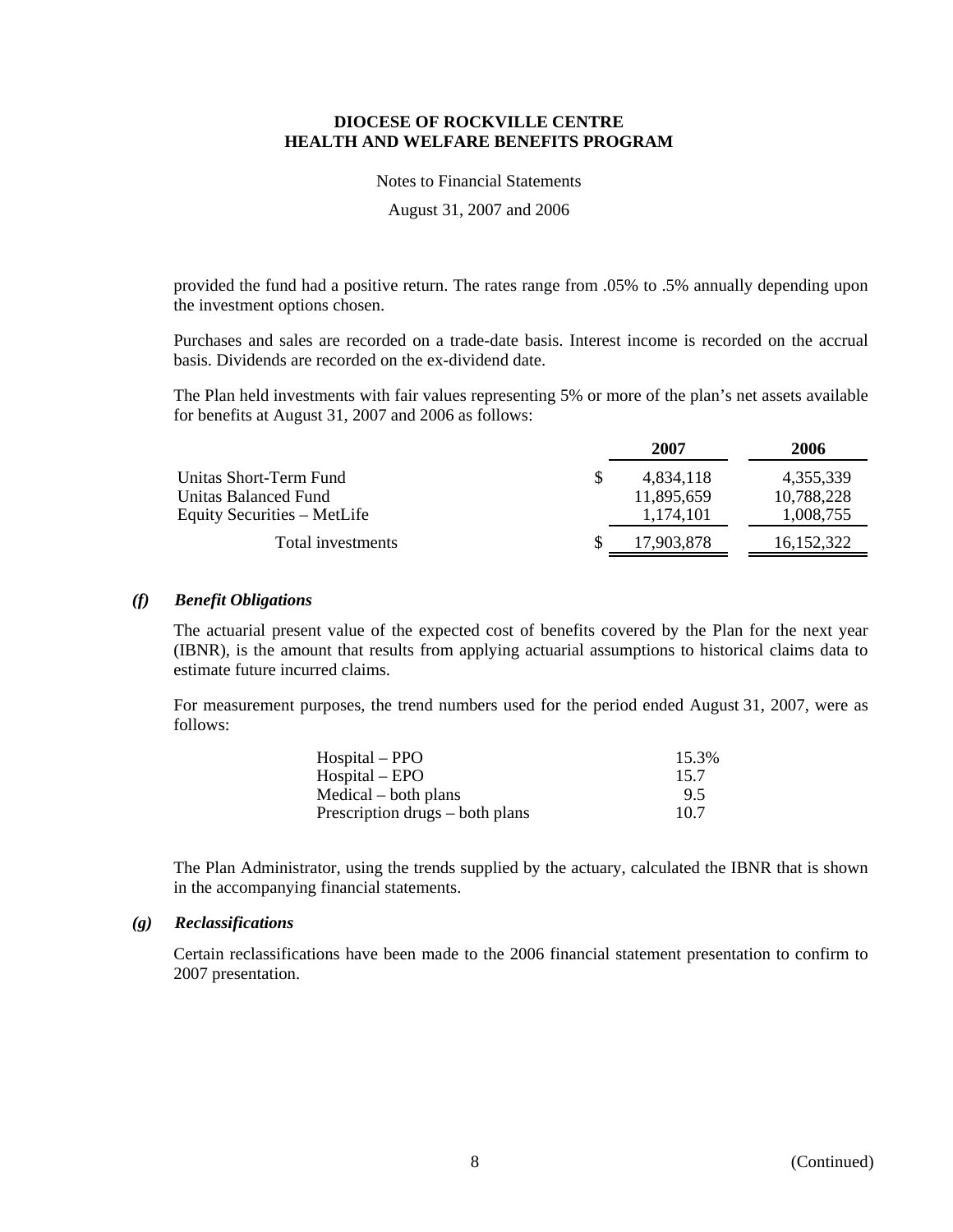provided the fund had a positive return. The rates range from .05% to .5% annually depending upon the investment options chosen.

Purchases and sales are recorded on a trade-date basis. Interest income is recorded on the accrual basis. Dividends are recorded on the ex-dividend date.

The Plan held investments with fair values representing 5% or more of the plan's net assets available for benefits at August 31, 2007 and 2006 as follows:

| | 2007 | 2006 |
|---|---|---|
| Unitas Short-Term Fund | $ 4,834,118 | 4,355,339 |
| Unitas Balanced Fund | 11,895,659 | 10,788,228 |
| Equity Securities – MetLife | 1,174,101 | 1,008,755 |
| Total investments | $ 17,903,878 | 16,152,322 |

### *(f) Benefit Obligations*

The actuarial present value of the expected cost of benefits covered by the Plan for the next year (IBNR), is the amount that results from applying actuarial assumptions to historical claims data to estimate future incurred claims.

For measurement purposes, the trend numbers used for the period ended August 31, 2007, were as follows:

| | |
|---|---|
| Hospital – PPO | 15.3% |
| Hospital – EPO | 15.7 |
| Medical – both plans | 9.5 |
| Prescription drugs – both plans | 10.7 |

The Plan Administrator, using the trends supplied by the actuary, calculated the IBNR that is shown in the accompanying financial statements.

### *(g) Reclassifications*

Certain reclassifications have been made to the 2006 financial statement presentation to confirm to 2007 presentation.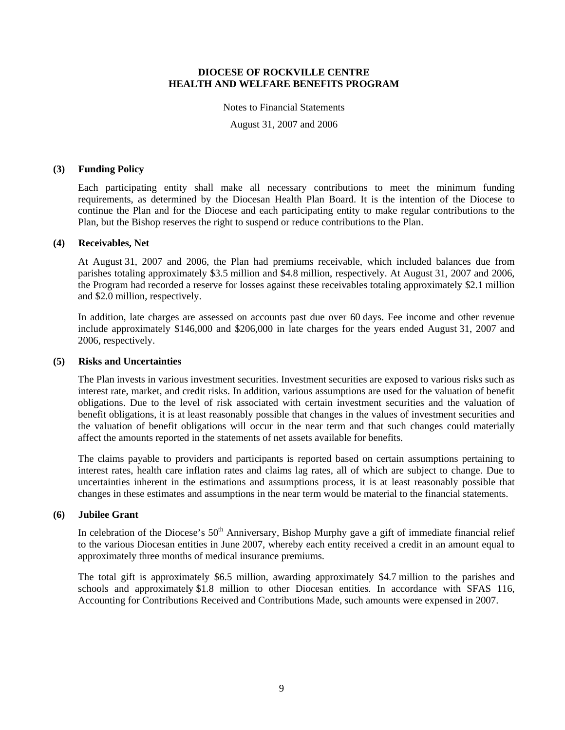# DIOCESE OF ROCKVILLE CENTRE
# HEALTH AND WELFARE BENEFITS PROGRAM

Notes to Financial Statements

August 31, 2007 and 2006

### (3) Funding Policy

Each participating entity shall make all necessary contributions to meet the minimum funding requirements, as determined by the Diocesan Health Plan Board. It is the intention of the Diocese to continue the Plan and for the Diocese and each participating entity to make regular contributions to the Plan, but the Bishop reserves the right to suspend or reduce contributions to the Plan.

### (4) Receivables, Net

At August 31, 2007 and 2006, the Plan had premiums receivable, which included balances due from parishes totaling approximately \$3.5 million and \$4.8 million, respectively. At August 31, 2007 and 2006, the Program had recorded a reserve for losses against these receivables totaling approximately \$2.1 million and \$2.0 million, respectively.

In addition, late charges are assessed on accounts past due over 60 days. Fee income and other revenue include approximately \$146,000 and \$206,000 in late charges for the years ended August 31, 2007 and 2006, respectively.

### (5) Risks and Uncertainties

The Plan invests in various investment securities. Investment securities are exposed to various risks such as interest rate, market, and credit risks. In addition, various assumptions are used for the valuation of benefit obligations. Due to the level of risk associated with certain investment securities and the valuation of benefit obligations, it is at least reasonably possible that changes in the values of investment securities and the valuation of benefit obligations will occur in the near term and that such changes could materially affect the amounts reported in the statements of net assets available for benefits.

The claims payable to providers and participants is reported based on certain assumptions pertaining to interest rates, health care inflation rates and claims lag rates, all of which are subject to change. Due to uncertainties inherent in the estimations and assumptions process, it is at least reasonably possible that changes in these estimates and assumptions in the near term would be material to the financial statements.

### (6) Jubilee Grant

In celebration of the Diocese's 50th Anniversary, Bishop Murphy gave a gift of immediate financial relief to the various Diocesan entities in June 2007, whereby each entity received a credit in an amount equal to approximately three months of medical insurance premiums.

The total gift is approximately \$6.5 million, awarding approximately \$4.7 million to the parishes and schools and approximately \$1.8 million to other Diocesan entities. In accordance with SFAS 116, Accounting for Contributions Received and Contributions Made, such amounts were expensed in 2007.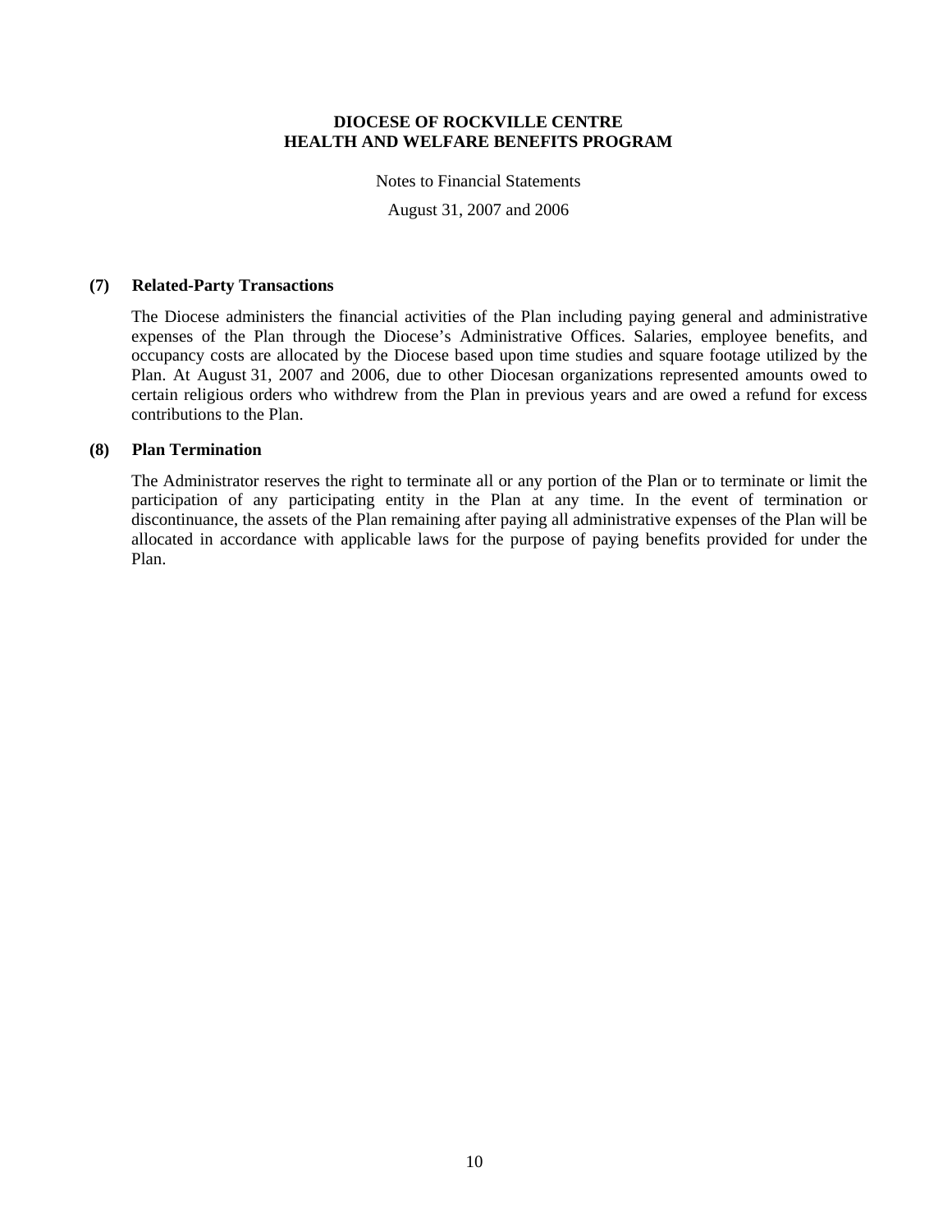**DIOCESE OF ROCKVILLE CENTRE**
**HEALTH AND WELFARE BENEFITS PROGRAM**

Notes to Financial Statements

August 31, 2007 and 2006

### (7) Related-Party Transactions

The Diocese administers the financial activities of the Plan including paying general and administrative expenses of the Plan through the Diocese's Administrative Offices. Salaries, employee benefits, and occupancy costs are allocated by the Diocese based upon time studies and square footage utilized by the Plan. At August 31, 2007 and 2006, due to other Diocesan organizations represented amounts owed to certain religious orders who withdrew from the Plan in previous years and are owed a refund for excess contributions to the Plan.

### (8) Plan Termination

The Administrator reserves the right to terminate all or any portion of the Plan or to terminate or limit the participation of any participating entity in the Plan at any time. In the event of termination or discontinuance, the assets of the Plan remaining after paying all administrative expenses of the Plan will be allocated in accordance with applicable laws for the purpose of paying benefits provided for under the Plan.